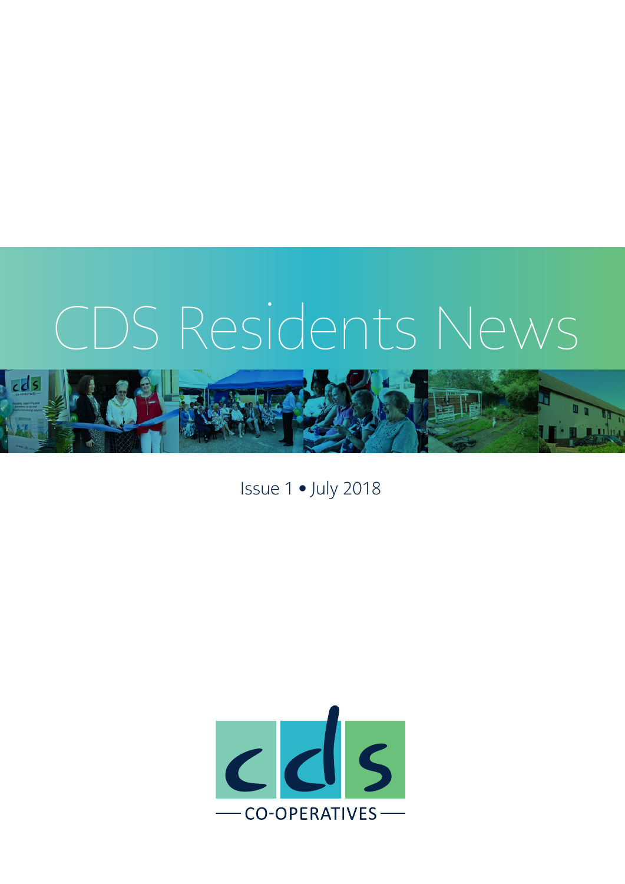# CDS Residents News

Issue 1 • July 2018

CDS CO-OPERATIVES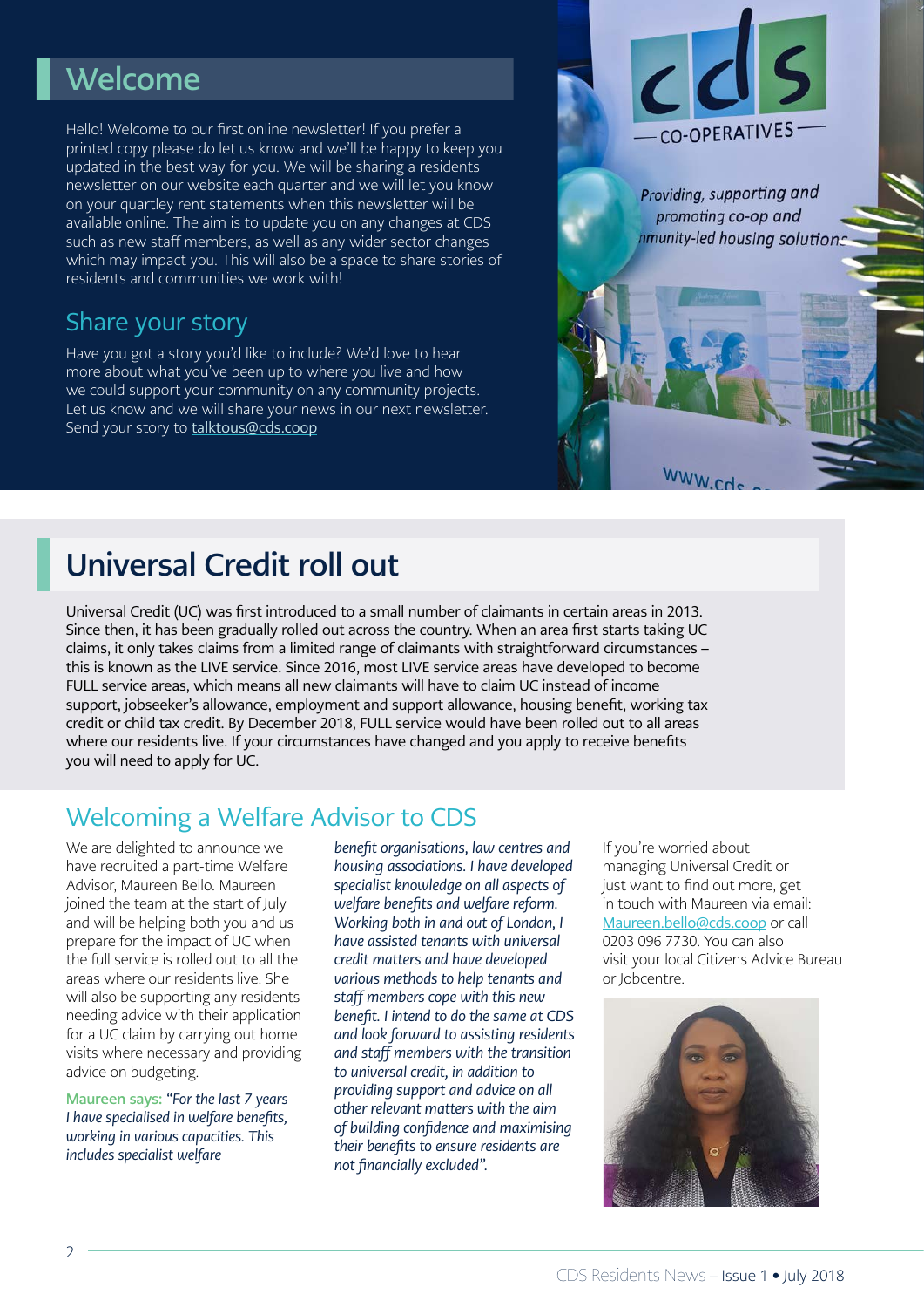## Welcome

Hello! Welcome to our first online newsletter! If you prefer a printed copy please do let us know and we'll be happy to keep you updated in the best way for you. We will be sharing a residents newsletter on our website each quarter and we will let you know on your quartley rent statements when this newsletter will be available online. The aim is to update you on any changes at CDS such as new staff members, as well as any wider sector changes which may impact you. This will also be a space to share stories of residents and communities we work with!

### Share your story

Have you got a story you'd like to include? We'd love to hear more about what you've been up to where you live and how we could support your community on any community projects. Let us know and we will share your news in our next newsletter. Send your story to talktous@cds.coop

## Universal Credit roll out

Universal Credit (UC) was first introduced to a small number of claimants in certain areas in 2013. Since then, it has been gradually rolled out across the country. When an area first starts taking UC claims, it only takes claims from a limited range of claimants with straightforward circumstances – this is known as the LIVE service. Since 2016, most LIVE service areas have developed to become FULL service areas, which means all new claimants will have to claim UC instead of income support, jobseeker's allowance, employment and support allowance, housing benefit, working tax credit or child tax credit. By December 2018, FULL service would have been rolled out to all areas where our residents live. If your circumstances have changed and you apply to receive benefits you will need to apply for UC.

## Welcoming a Welfare Advisor to CDS

We are delighted to announce we have recruited a part-time Welfare Advisor, Maureen Bello. Maureen joined the team at the start of July and will be helping both you and us prepare for the impact of UC when the full service is rolled out to all the areas where our residents live. She will also be supporting any residents needing advice with their application for a UC claim by carrying out home visits where necessary and providing advice on budgeting.

Maureen says: *"For the last 7 years I have specialised in welfare benefits, working in various capacities. This includes specialist welfare benefit organisations, law centres and housing associations. I have developed specialist knowledge on all aspects of welfare benefits and welfare reform. Working both in and out of London, I have assisted tenants with universal credit matters and have developed various methods to help tenants and staff members cope with this new benefit. I intend to do the same at CDS and look forward to assisting residents and staff members with the transition to universal credit, in addition to providing support and advice on all other relevant matters with the aim of building confidence and maximising their benefits to ensure residents are not financially excluded".*

If you're worried about managing Universal Credit or just want to find out more, get in touch with Maureen via email: Maureen.bello@cds.coop or call 0203 096 7730. You can also visit your local Citizens Advice Bureau or Jobcentre.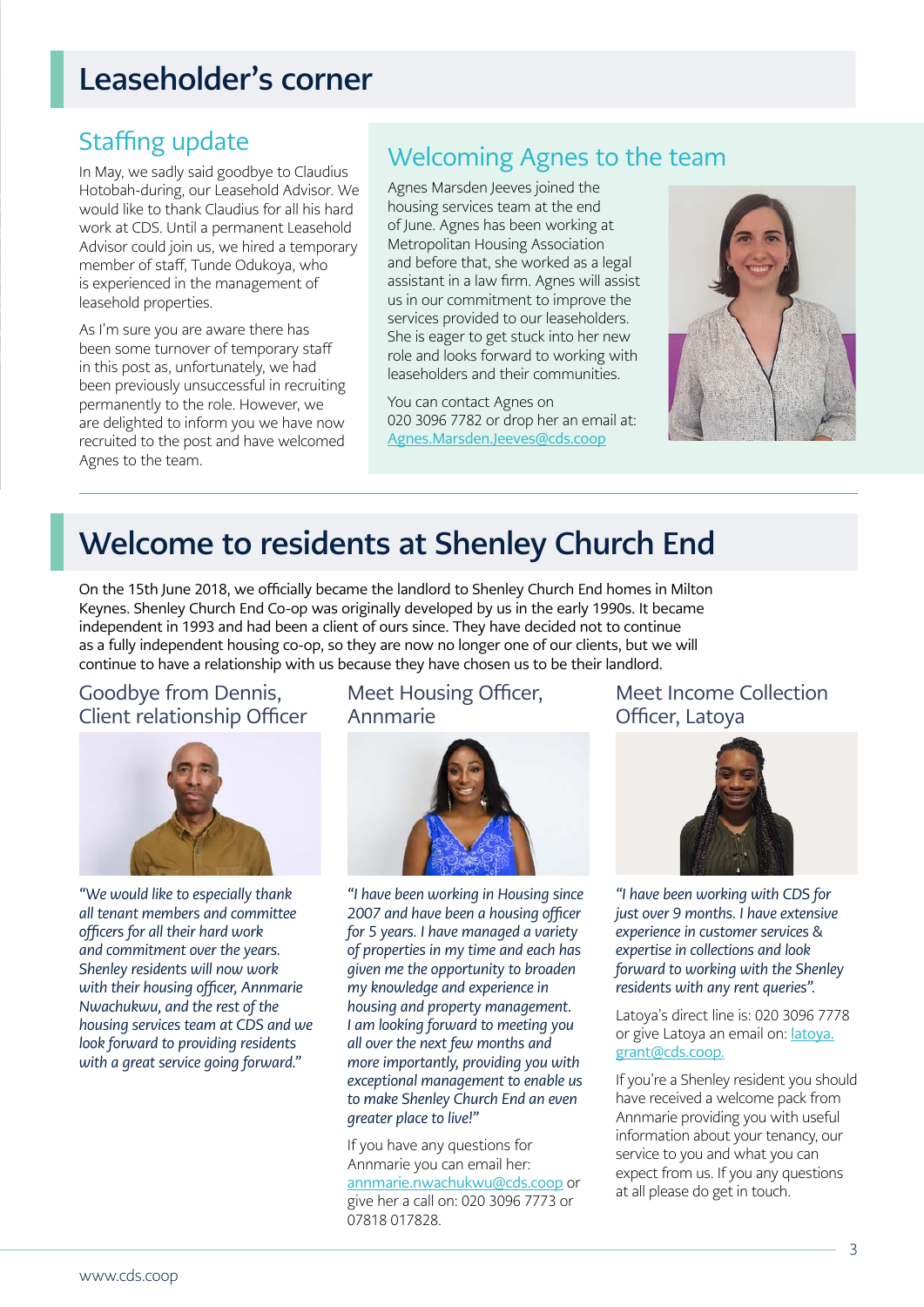# Leaseholder's corner

## Staffing update

In May, we sadly said goodbye to Claudius Hotobah-during, our Leasehold Advisor. We would like to thank Claudius for all his hard work at CDS. Until a permanent Leasehold Advisor could join us, we hired a temporary member of staff, Tunde Odukoya, who is experienced in the management of leasehold properties.

As I'm sure you are aware there has been some turnover of temporary staff in this post as, unfortunately, we had been previously unsuccessful in recruiting permanently to the role. However, we are delighted to inform you we have now recruited to the post and have welcomed Agnes to the team.

## Welcoming Agnes to the team

Agnes Marsden Jeeves joined the housing services team at the end of June. Agnes has been working at Metropolitan Housing Association and before that, she worked as a legal assistant in a law firm. Agnes will assist us in our commitment to improve the services provided to our leaseholders. She is eager to get stuck into her new role and looks forward to working with leaseholders and their communities.

You can contact Agnes on 020 3096 7782 or drop her an email at: Agnes.Marsden.Jeeves@cds.coop

# Welcome to residents at Shenley Church End

On the 15th June 2018, we officially became the landlord to Shenley Church End homes in Milton Keynes. Shenley Church End Co-op was originally developed by us in the early 1990s. It became independent in 1993 and had been a client of ours since. They have decided not to continue as a fully independent housing co-op, so they are now no longer one of our clients, but we will continue to have a relationship with us because they have chosen us to be their landlord.

## Goodbye from Dennis, Client relationship Officer

*"We would like to especially thank all tenant members and committee officers for all their hard work and commitment over the years. Shenley residents will now work with their housing officer, Annmarie Nwachukwu, and the rest of the housing services team at CDS and we look forward to providing residents with a great service going forward."*

## Meet Housing Officer, Annmarie

*"I have been working in Housing since 2007 and have been a housing officer for 5 years. I have managed a variety of properties in my time and each has given me the opportunity to broaden my knowledge and experience in housing and property management. I am looking forward to meeting you all over the next few months and more importantly, providing you with exceptional management to enable us to make Shenley Church End an even greater place to live!"*

If you have any questions for Annmarie you can email her: annmarie.nwachukwu@cds.coop or give her a call on: 020 3096 7773 or 07818 017828.

## Meet Income Collection Officer, Latoya

*"I have been working with CDS for just over 9 months. I have extensive experience in customer services & expertise in collections and look forward to working with the Shenley residents with any rent queries".*

Latoya's direct line is: 020 3096 7778 or give Latoya an email on: latoya.grant@cds.coop.

If you're a Shenley resident you should have received a welcome pack from Annmarie providing you with useful information about your tenancy, our service to you and what you can expect from us. If you any questions at all please do get in touch.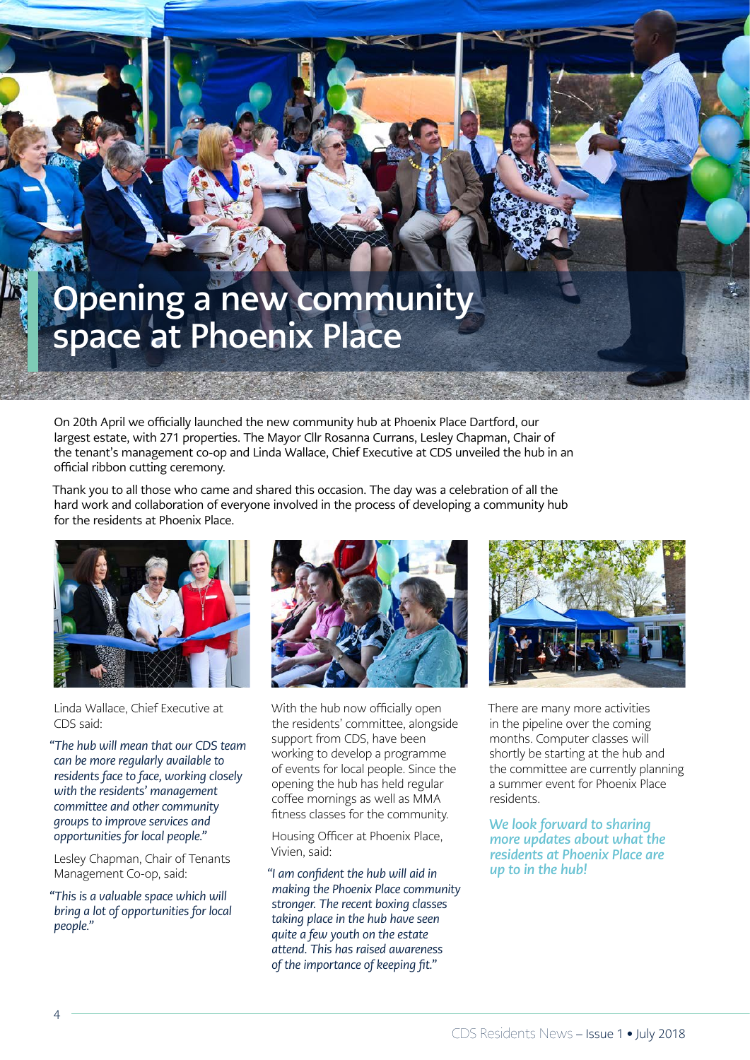# Opening a new community space at Phoenix Place

On 20th April we officially launched the new community hub at Phoenix Place Dartford, our largest estate, with 271 properties. The Mayor Cllr Rosanna Currans, Lesley Chapman, Chair of the tenant's management co-op and Linda Wallace, Chief Executive at CDS unveiled the hub in an official ribbon cutting ceremony.

Thank you to all those who came and shared this occasion. The day was a celebration of all the hard work and collaboration of everyone involved in the process of developing a community hub for the residents at Phoenix Place.

Linda Wallace, Chief Executive at CDS said:

*"The hub will mean that our CDS team can be more regularly available to residents face to face, working closely with the residents' management committee and other community groups to improve services and opportunities for local people."*

Lesley Chapman, Chair of Tenants Management Co-op, said:

*"This is a valuable space which will bring a lot of opportunities for local people."*

With the hub now officially open the residents' committee, alongside support from CDS, have been working to develop a programme of events for local people. Since the opening the hub has held regular coffee mornings as well as MMA fitness classes for the community.

Housing Officer at Phoenix Place, Vivien, said:

*"I am confident the hub will aid in making the Phoenix Place community stronger. The recent boxing classes taking place in the hub have seen quite a few youth on the estate attend. This has raised awareness of the importance of keeping fit."*

There are many more activities in the pipeline over the coming months. Computer classes will shortly be starting at the hub and the committee are currently planning a summer event for Phoenix Place residents.

***We look forward to sharing more updates about what the residents at Phoenix Place are up to in the hub!***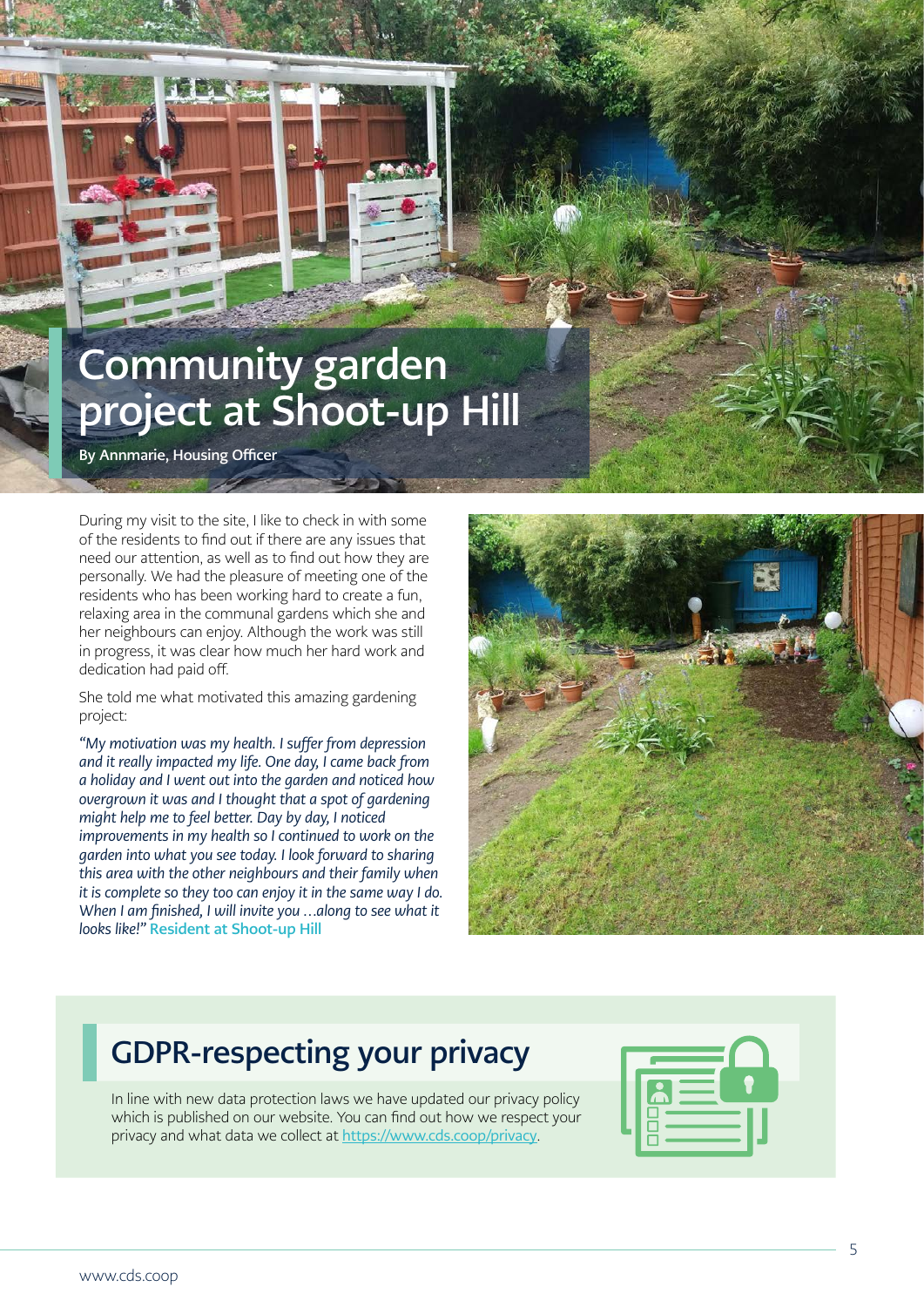# Community garden project at Shoot-up Hill

**By Annmarie, Housing Officer**

During my visit to the site, I like to check in with some of the residents to find out if there are any issues that need our attention, as well as to find out how they are personally. We had the pleasure of meeting one of the residents who has been working hard to create a fun, relaxing area in the communal gardens which she and her neighbours can enjoy. Although the work was still in progress, it was clear how much her hard work and dedication had paid off.

She told me what motivated this amazing gardening project:

*"My motivation was my health. I suffer from depression and it really impacted my life. One day, I came back from a holiday and I went out into the garden and noticed how overgrown it was and I thought that a spot of gardening might help me to feel better. Day by day, I noticed improvements in my health so I continued to work on the garden into what you see today. I look forward to sharing this area with the other neighbours and their family when it is complete so they too can enjoy it in the same way I do. When I am finished, I will invite you …along to see what it looks like!"* **Resident at Shoot-up Hill**

## GDPR-respecting your privacy

In line with new data protection laws we have updated our privacy policy which is published on our website. You can find out how we respect your privacy and what data we collect at https://www.cds.coop/privacy.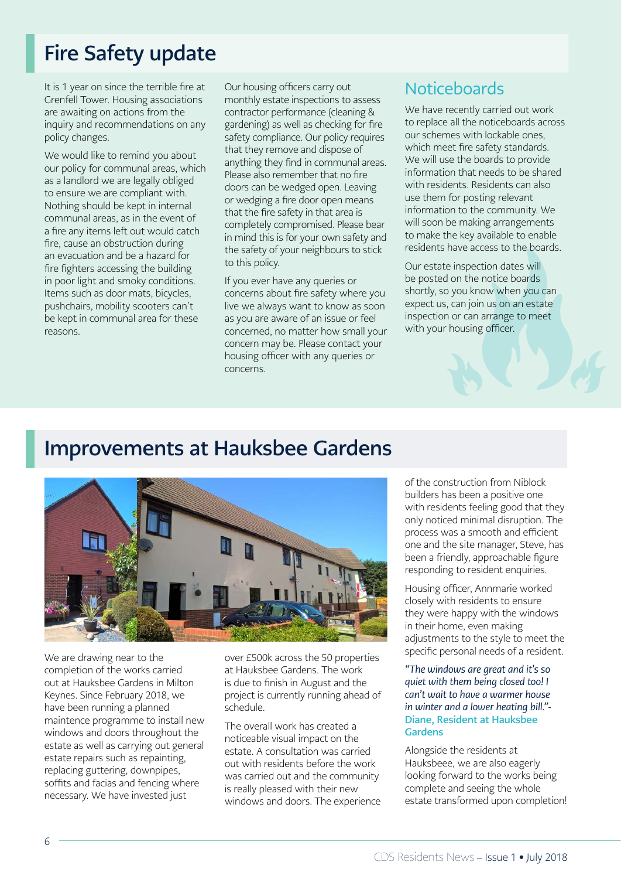# Fire Safety update

It is 1 year on since the terrible fire at Grenfell Tower. Housing associations are awaiting on actions from the inquiry and recommendations on any policy changes.

We would like to remind you about our policy for communal areas, which as a landlord we are legally obliged to ensure we are compliant with. Nothing should be kept in internal communal areas, in the event of a fire any items left out would catch fire, cause an obstruction during an evacuation and be a hazard for fire fighters accessing the building in poor light and smoky conditions. Items such as door mats, bicycles, pushchairs, mobility scooters can't be kept in communal area for these reasons.

Our housing officers carry out monthly estate inspections to assess contractor performance (cleaning & gardening) as well as checking for fire safety compliance. Our policy requires that they remove and dispose of anything they find in communal areas. Please also remember that no fire doors can be wedged open. Leaving or wedging a fire door open means that the fire safety in that area is completely compromised. Please bear in mind this is for your own safety and the safety of your neighbours to stick to this policy.

If you ever have any queries or concerns about fire safety where you live we always want to know as soon as you are aware of an issue or feel concerned, no matter how small your concern may be. Please contact your housing officer with any queries or concerns.

## Noticeboards

We have recently carried out work to replace all the noticeboards across our schemes with lockable ones, which meet fire safety standards. We will use the boards to provide information that needs to be shared with residents. Residents can also use them for posting relevant information to the community. We will soon be making arrangements to make the key available to enable residents have access to the boards.

Our estate inspection dates will be posted on the notice boards shortly, so you know when you can expect us, can join us on an estate inspection or can arrange to meet with your housing officer.

# Improvements at Hauksbee Gardens

We are drawing near to the completion of the works carried out at Hauksbee Gardens in Milton Keynes. Since February 2018, we have been running a planned maintence programme to install new windows and doors throughout the estate as well as carrying out general estate repairs such as repainting, replacing guttering, downpipes, soffits and facias and fencing where necessary. We have invested just over £500k across the 50 properties at Hauksbee Gardens. The work is due to finish in August and the project is currently running ahead of schedule.

The overall work has created a noticeable visual impact on the estate. A consultation was carried out with residents before the work was carried out and the community is really pleased with their new windows and doors. The experience of the construction from Niblock builders has been a positive one with residents feeling good that they only noticed minimal disruption. The process was a smooth and efficient one and the site manager, Steve, has been a friendly, approachable figure responding to resident enquiries.

Housing officer, Annmarie worked closely with residents to ensure they were happy with the windows in their home, even making adjustments to the style to meet the specific personal needs of a resident.

*"The windows are great and it's so quiet with them being closed too! I can't wait to have a warmer house in winter and a lower heating bill."*- **Diane, Resident at Hauksbee Gardens**

Alongside the residents at Hauksbeee, we are also eagerly looking forward to the works being complete and seeing the whole estate transformed upon completion!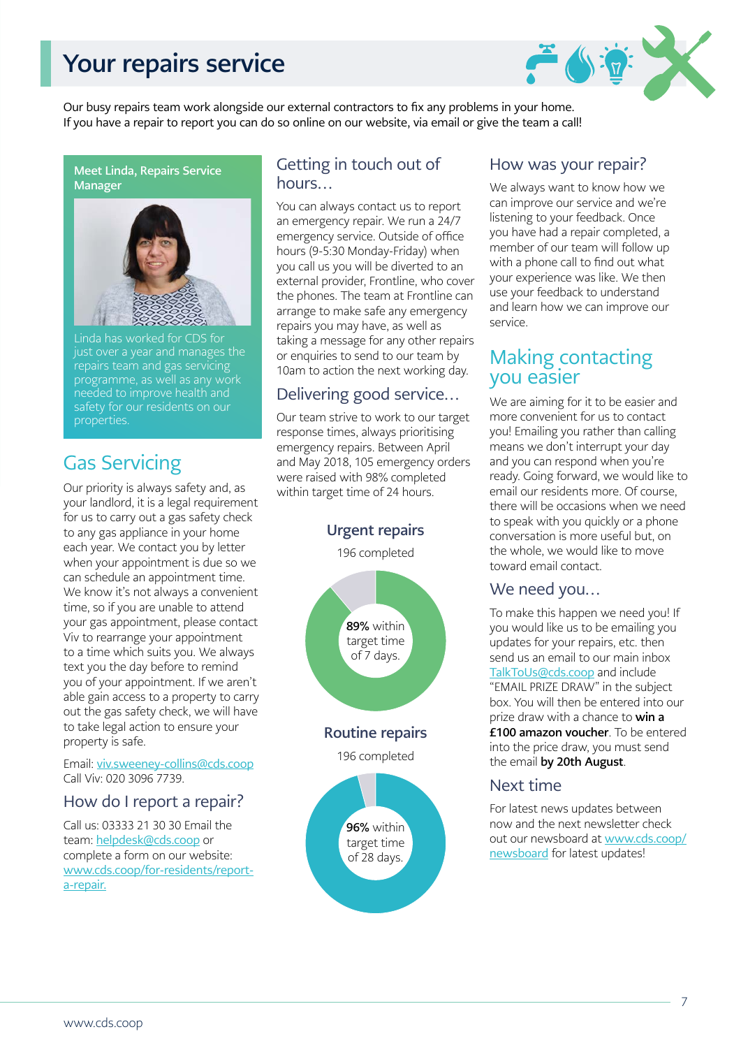# Your repairs service

Our busy repairs team work alongside our external contractors to fix any problems in your home. If you have a repair to report you can do so online on our website, via email or give the team a call!

**Meet Linda, Repairs Service Manager**

Linda has worked for CDS for just over a year and manages the repairs team and gas servicing programme, as well as any work needed to improve health and safety for our residents on our properties.

## Gas Servicing

Our priority is always safety and, as your landlord, it is a legal requirement for us to carry out a gas safety check to any gas appliance in your home each year. We contact you by letter when your appointment is due so we can schedule an appointment time. We know it's not always a convenient time, so if you are unable to attend your gas appointment, please contact Viv to rearrange your appointment to a time which suits you. We always text you the day before to remind you of your appointment. If we aren't able gain access to a property to carry out the gas safety check, we will have to take legal action to ensure your property is safe.

Email: viv.sweeney-collins@cds.coop
Call Viv: 020 3096 7739.

## How do I report a repair?

Call us: 03333 21 30 30 Email the team: helpdesk@cds.coop or complete a form on our website: www.cds.coop/for-residents/report-a-repair.

## Getting in touch out of hours…

You can always contact us to report an emergency repair. We run a 24/7 emergency service. Outside of office hours (9-5:30 Monday-Friday) when you call us you will be diverted to an external provider, Frontline, who cover the phones. The team at Frontline can arrange to make safe any emergency repairs you may have, as well as taking a message for any other repairs or enquiries to send to our team by 10am to action the next working day.

## Delivering good service…

Our team strive to work to our target response times, always prioritising emergency repairs. Between April and May 2018, 105 emergency orders were raised with 98% completed within target time of 24 hours.

### Urgent repairs

196 completed

**89%** within target time of 7 days.

### Routine repairs

196 completed

**96%** within target time of 28 days.

## How was your repair?

We always want to know how we can improve our service and we're listening to your feedback. Once you have had a repair completed, a member of our team will follow up with a phone call to find out what your experience was like. We then use your feedback to understand and learn how we can improve our service.

## Making contacting you easier

We are aiming for it to be easier and more convenient for us to contact you! Emailing you rather than calling means we don't interrupt your day and you can respond when you're ready. Going forward, we would like to email our residents more. Of course, there will be occasions when we need to speak with you quickly or a phone conversation is more useful but, on the whole, we would like to move toward email contact.

## We need you…

To make this happen we need you! If you would like us to be emailing you updates for your repairs, etc. then send us an email to our main inbox TalkToUs@cds.coop and include "EMAIL PRIZE DRAW" in the subject box. You will then be entered into our prize draw with a chance to **win a £100 amazon voucher**. To be entered into the price draw, you must send the email **by 20th August**.

## Next time

For latest news updates between now and the next newsletter check out our newsboard at www.cds.coop/newsboard for latest updates!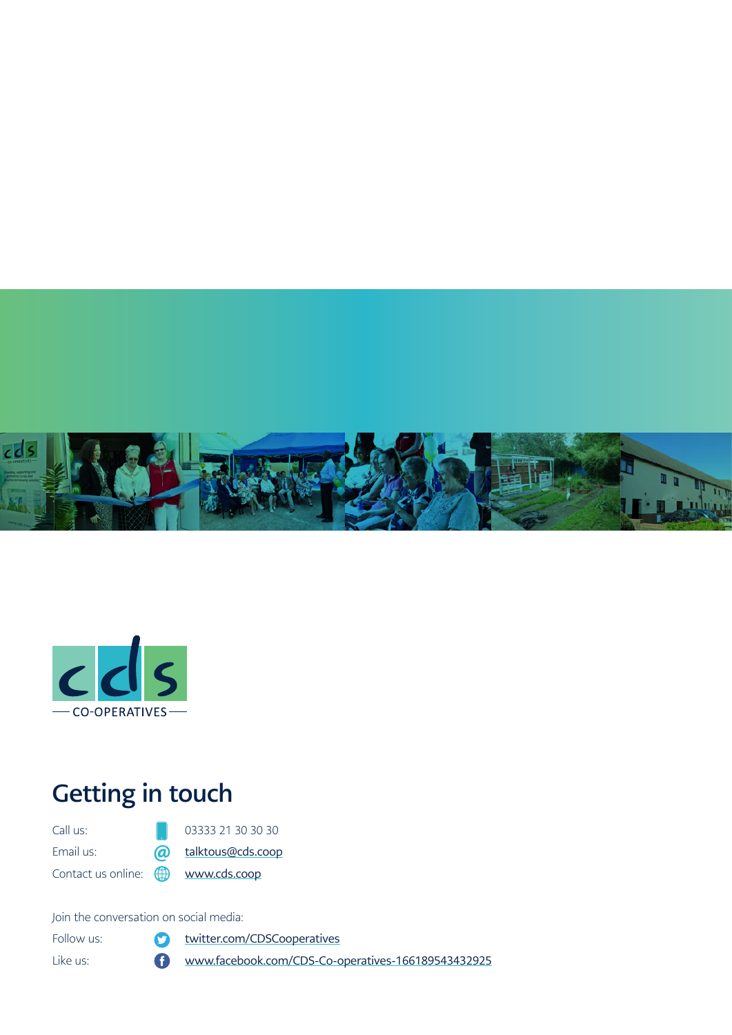cds

CO-OPERATIVES

## Getting in touch

Call us: 03333 21 30 30 30

Email us: talktous@cds.coop

Contact us online: www.cds.coop

Join the conversation on social media:

Follow us: twitter.com/CDSCooperatives

Like us: www.facebook.com/CDS-Co-operatives-166189543432925